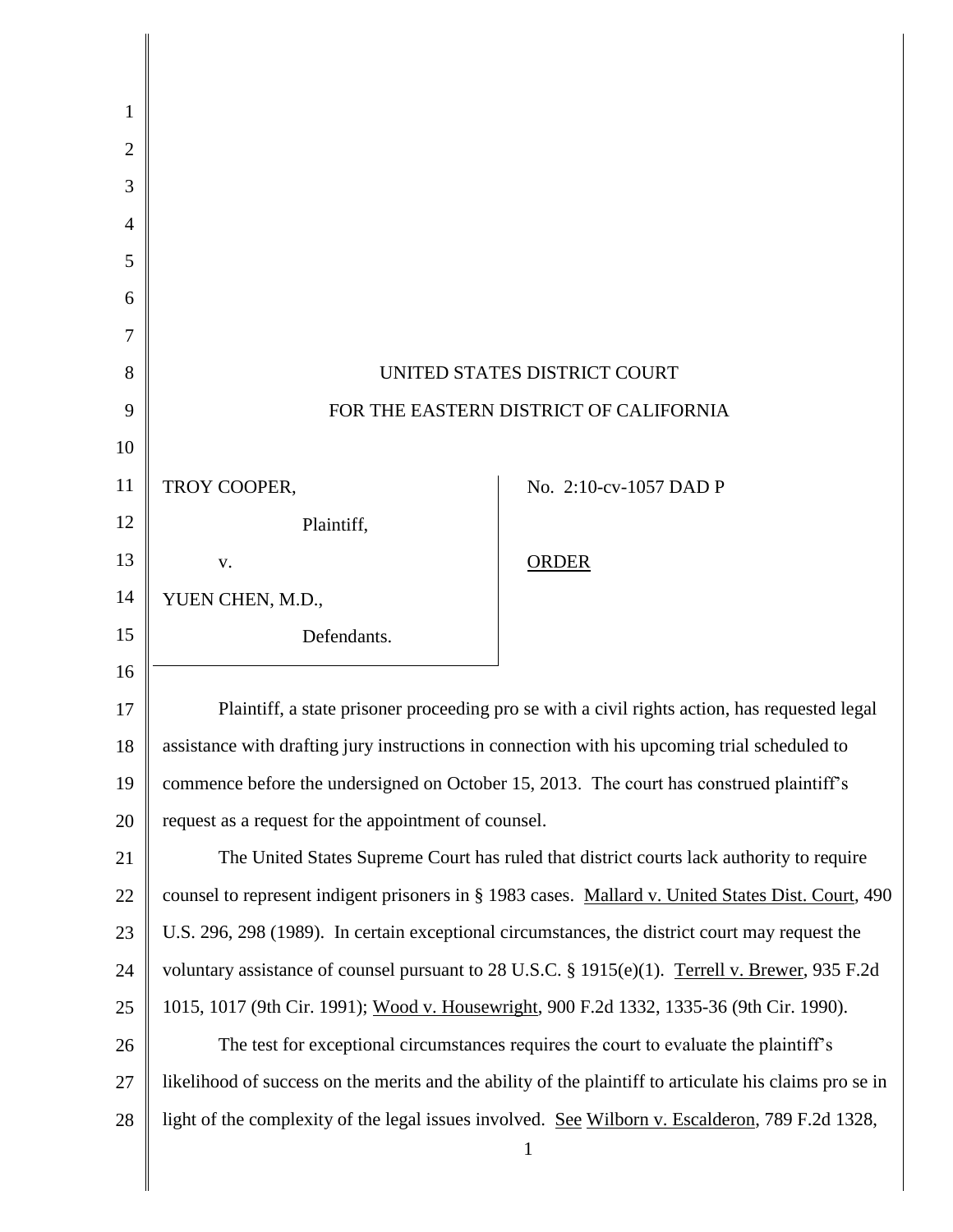UNITED STATES DISTRICT COURT

FOR THE EASTERN DISTRICT OF CALIFORNIA

| | |
|---|---|
| TROY COOPER, Plaintiff, v. YUEN CHEN, M.D., Defendants. | No. 2:10-cv-1057 DAD P ORDER |

Plaintiff, a state prisoner proceeding pro se with a civil rights action, has requested legal assistance with drafting jury instructions in connection with his upcoming trial scheduled to commence before the undersigned on October 15, 2013. The court has construed plaintiff's request as a request for the appointment of counsel.

The United States Supreme Court has ruled that district courts lack authority to require counsel to represent indigent prisoners in § 1983 cases. Mallard v. United States Dist. Court, 490 U.S. 296, 298 (1989). In certain exceptional circumstances, the district court may request the voluntary assistance of counsel pursuant to 28 U.S.C. § 1915(e)(1). Terrell v. Brewer, 935 F.2d 1015, 1017 (9th Cir. 1991); Wood v. Housewright, 900 F.2d 1332, 1335-36 (9th Cir. 1990).

The test for exceptional circumstances requires the court to evaluate the plaintiff's likelihood of success on the merits and the ability of the plaintiff to articulate his claims pro se in light of the complexity of the legal issues involved. See Wilborn v. Escalderon, 789 F.2d 1328,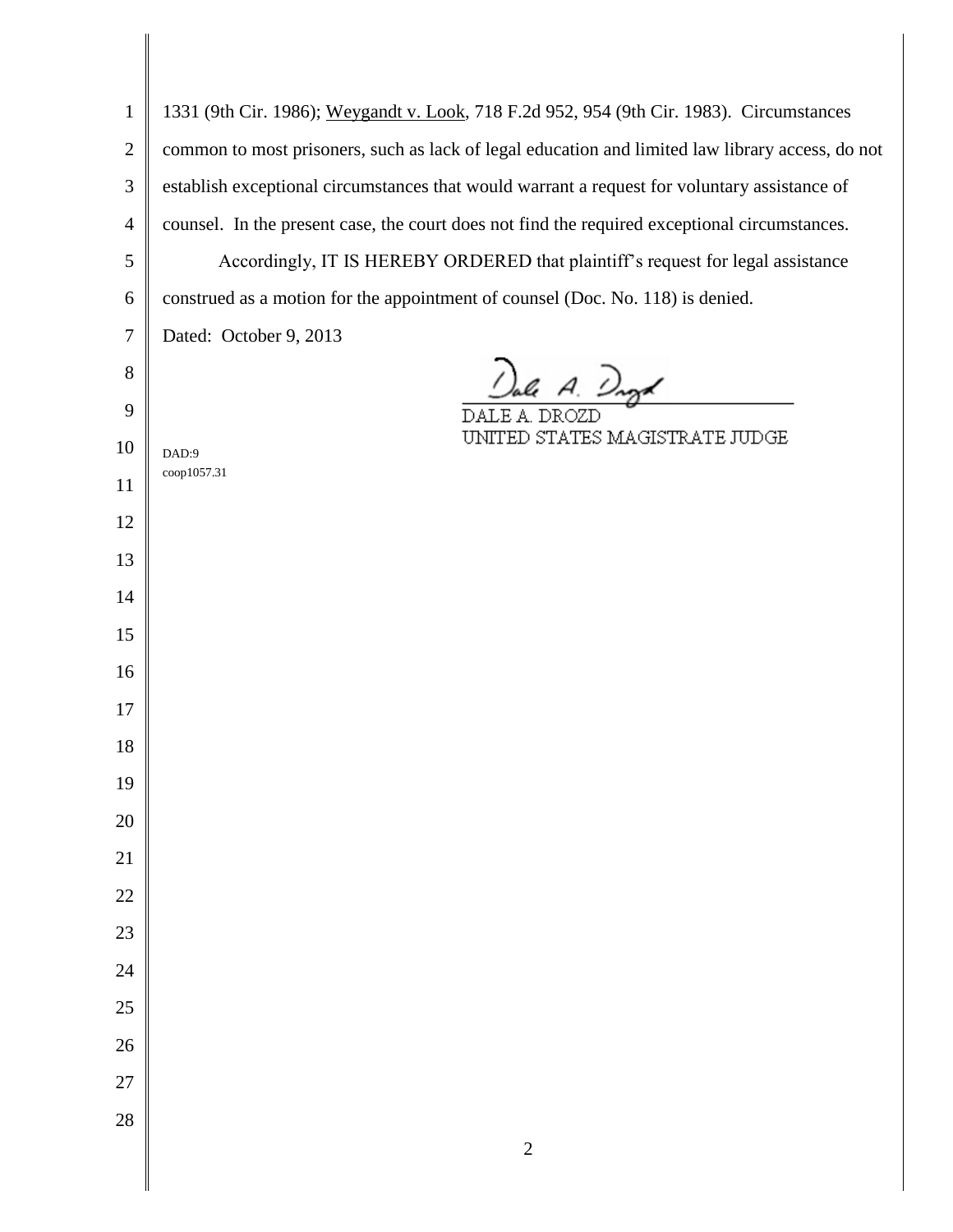1331 (9th Cir. 1986); Weygandt v. Look, 718 F.2d 952, 954 (9th Cir. 1983). Circumstances common to most prisoners, such as lack of legal education and limited law library access, do not establish exceptional circumstances that would warrant a request for voluntary assistance of counsel. In the present case, the court does not find the required exceptional circumstances.

Accordingly, IT IS HEREBY ORDERED that plaintiff's request for legal assistance construed as a motion for the appointment of counsel (Doc. No. 118) is denied.

Dated: October 9, 2013

DALE A. DROZD
UNITED STATES MAGISTRATE JUDGE

DAD:9
coop1057.31